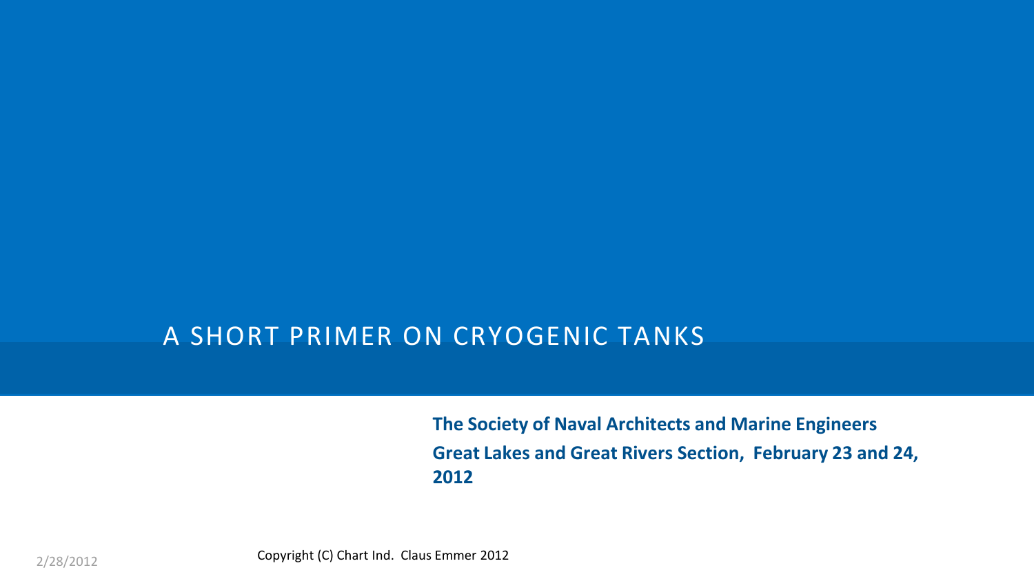# A SHORT PRIMER ON CRYOGENIC TANKS

**The Society of Naval Architects and Marine Engineers**

**Great Lakes and Great Rivers Section, February 23 and 24, 2012**

2/28/2012

Copyright (C) Chart Ind. Claus Emmer 2012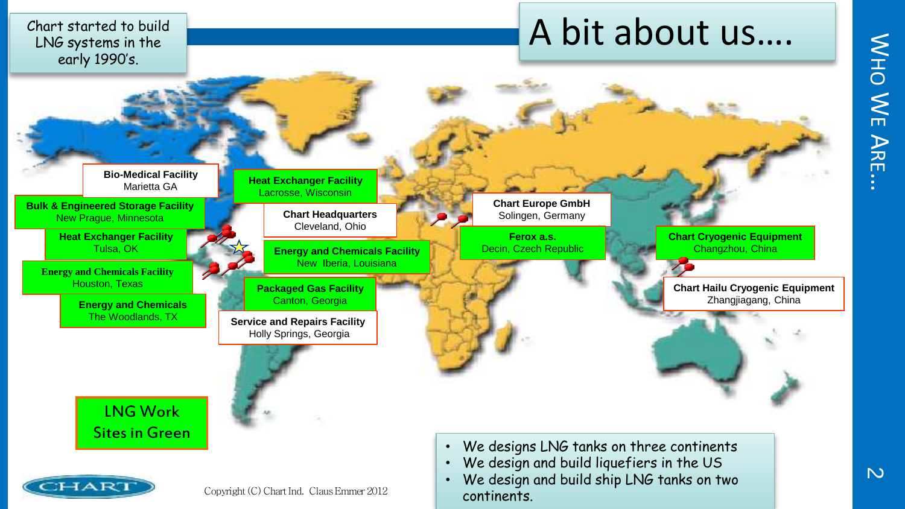# A bit about us….

Chart started to build LNG systems in the early 1990's.

**Bio-Medical Facility**
Marietta GA

**Heat Exchanger Facility**
Lacrosse, Wisconsin

**Bulk & Engineered Storage Facility**
New Prague, Minnesota

**Chart Headquarters**
Cleveland, Ohio

**Heat Exchanger Facility**
Tulsa, OK

**Energy and Chemicals Facility**
New Iberia, Louisiana

**Energy and Chemicals Facility**
Houston, Texas

**Packaged Gas Facility**
Canton, Georgia

**Energy and Chemicals**
The Woodlands, TX

**Service and Repairs Facility**
Holly Springs, Georgia

**Chart Europe GmbH**
Solingen, Germany

**Ferox a.s.**
Decin, Czech Republic

**Chart Cryogenic Equipment**
Changzhou, China

**Chart Hailu Cryogenic Equipment**
Zhangjiagang, China

LNG Work Sites in Green

- We designs LNG tanks on three continents
- We design and build liquefiers in the US
- We design and build ship LNG tanks on two continents.

Copyright (C) Chart Ind. Claus Emmer 2012

WHO WE ARE…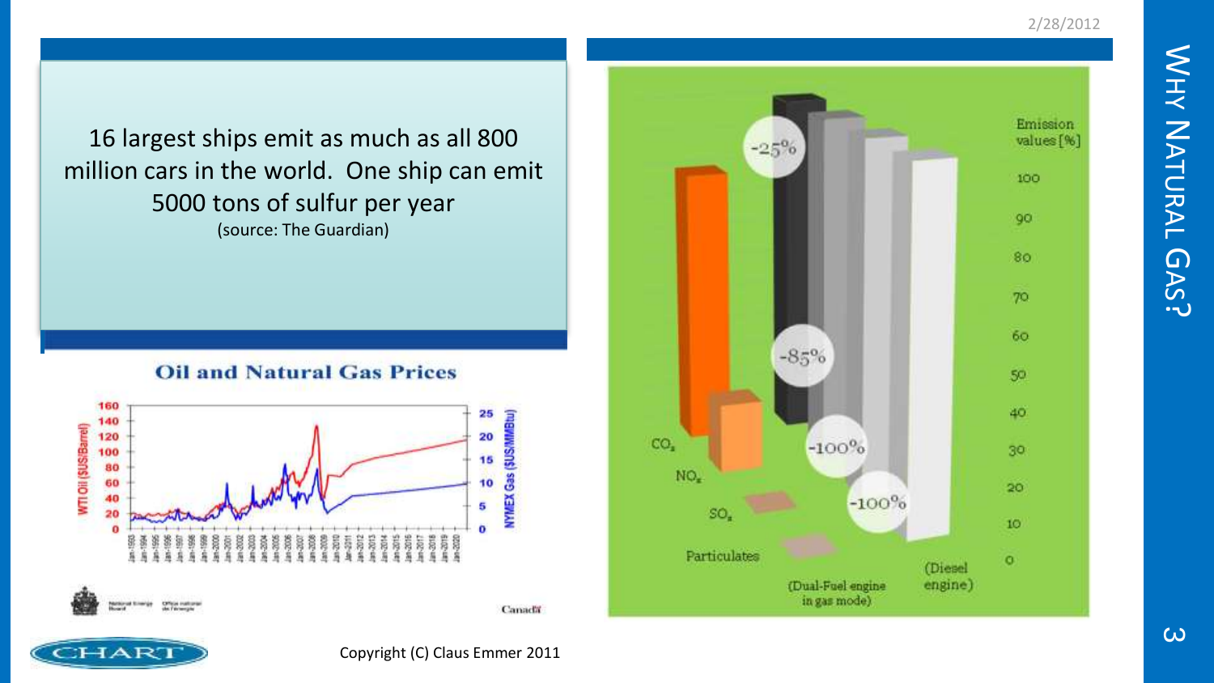# Why Natural Gas?

16 largest ships emit as much as all 800 million cars in the world. One ship can emit 5000 tons of sulfur per year
(source: The Guardian)

**Oil and Natural Gas Prices**

Emission values [%]

| | Dual-Fuel engine in gas mode | Diesel engine |
|---|---|---|
| $CO_2$ | -25% | 100 |
| $NO_x$ | -85% | 100 |
| $SO_x$ | -100% | 100 |
| Particulates | -100% | 100 |

Copyright (C) Claus Emmer 2011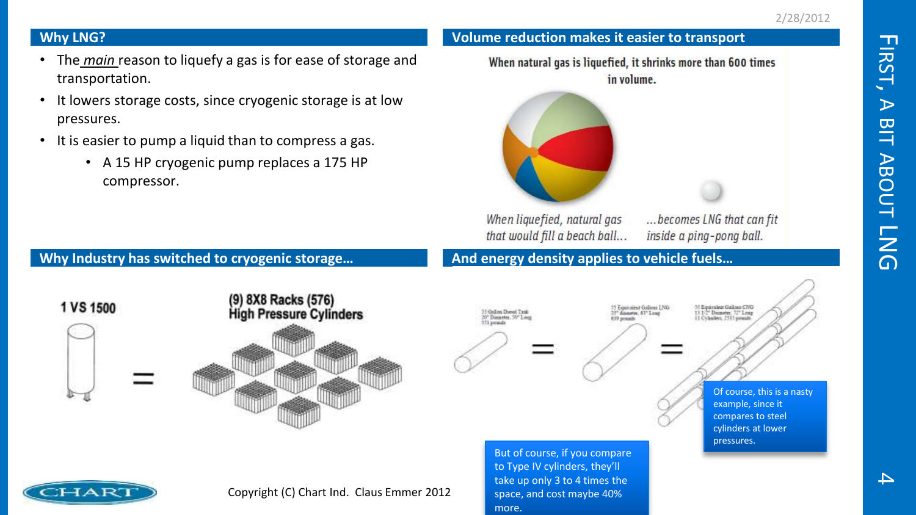## Why LNG?

- The *main* reason to liquefy a gas is for ease of storage and transportation.
- It lowers storage costs, since cryogenic storage is at low pressures.
- It is easier to pump a liquid than to compress a gas.
  - A 15 HP cryogenic pump replaces a 175 HP compressor.

## Volume reduction makes it easier to transport

When natural gas is liquefied, it shrinks more than 600 times in volume.

When liquefied, natural gas that would fill a beach ball… …becomes LNG that can fit inside a ping-pong ball.

## Why Industry has switched to cryogenic storage…

1 VS 1500

(9) 8X8 Racks (576) High Pressure Cylinders

## And energy density applies to vehicle fuels…

Of course, this is a nasty example, since it compares to steel cylinders at lower pressures.

But of course, if you compare to Type IV cylinders, they'll take up only 3 to 4 times the space, and cost maybe 40% more.

Copyright (C) Chart Ind. Claus Emmer 2012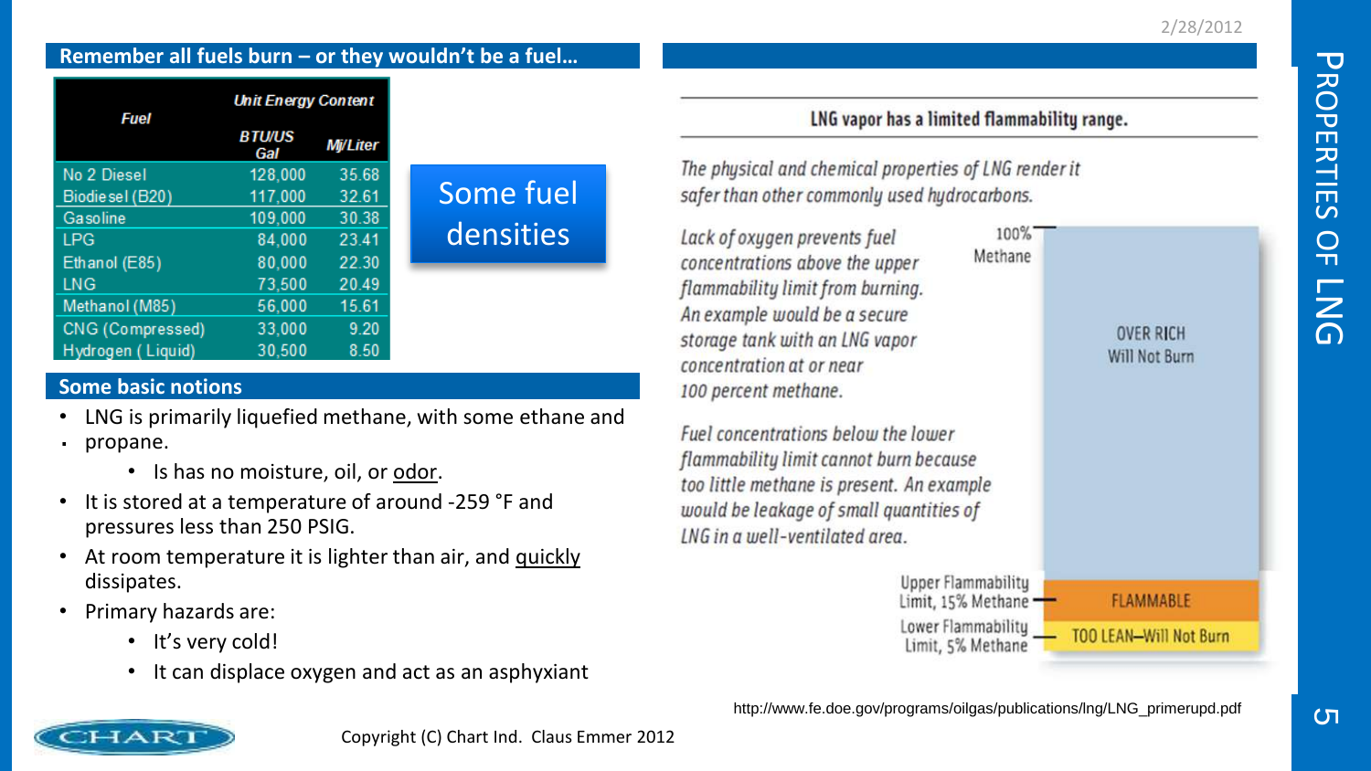## Remember all fuels burn – or they wouldn't be a fuel…

| Fuel | Unit Energy Content | |
|---|---|---|
| | BTU/US Gal | MJ/Liter |
| No 2 Diesel | 128,000 | 35.68 |
| Biodiesel (B20) | 117,000 | 32.61 |
| Gasoline | 109,000 | 30.38 |
| LPG | 84,000 | 23.41 |
| Ethanol (E85) | 80,000 | 22.30 |
| LNG | 73,500 | 20.49 |
| Methanol (M85) | 56,000 | 15.61 |
| CNG (Compressed) | 33,000 | 9.20 |
| Hydrogen ( Liquid) | 30,500 | 8.50 |

Some fuel densities

## Some basic notions

- LNG is primarily liquefied methane, with some ethane and propane.
  - Is has no moisture, oil, or odor.
- It is stored at a temperature of around -259 °F and pressures less than 250 PSIG.
- At room temperature it is lighter than air, and quickly dissipates.
- Primary hazards are:
  - It's very cold!
  - It can displace oxygen and act as an asphyxiant

**LNG vapor has a limited flammability range.**

*The physical and chemical properties of LNG render it safer than other commonly used hydrocarbons.*

*Lack of oxygen prevents fuel concentrations above the upper flammability limit from burning. An example would be a secure storage tank with an LNG vapor concentration at or near 100 percent methane.*

*Fuel concentrations below the lower flammability limit cannot burn because too little methane is present. An example would be leakage of small quantities of LNG in a well-ventilated area.*

- 100% Methane
- OVER RICH Will Not Burn
- Upper Flammability Limit, 15% Methane
- FLAMMABLE
- Lower Flammability Limit, 5% Methane
- TOO LEAN—Will Not Burn

http://www.fe.doe.gov/programs/oilgas/publications/lng/LNG_primerupd.pdf

Copyright (C) Chart Ind. Claus Emmer 2012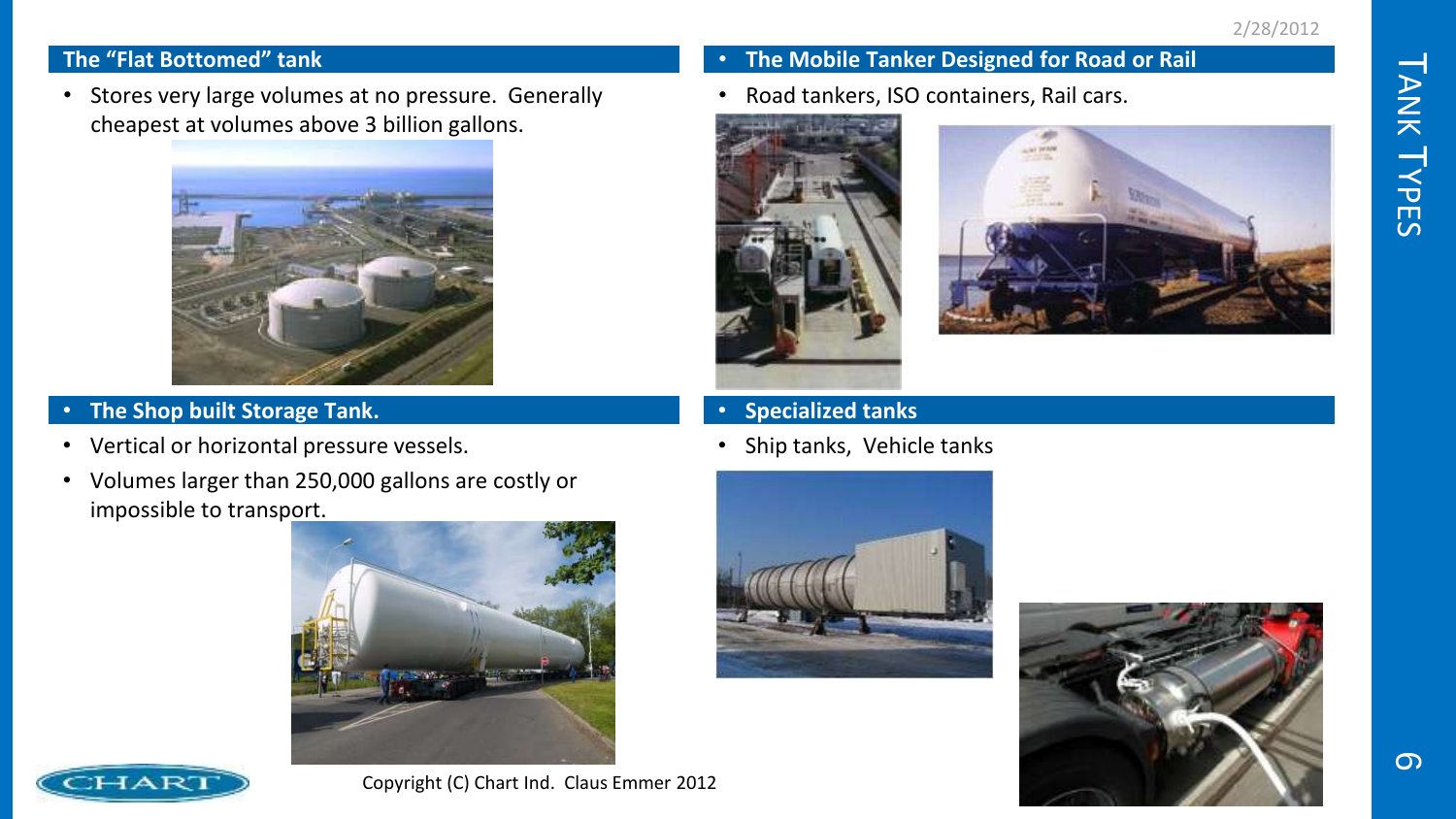# Tank Types

## The "Flat Bottomed" tank

- Stores very large volumes at no pressure. Generally cheapest at volumes above 3 billion gallons.

## The Shop built Storage Tank.

- Vertical or horizontal pressure vessels.
- Volumes larger than 250,000 gallons are costly or impossible to transport.

## The Mobile Tanker Designed for Road or Rail

- Road tankers, ISO containers, Rail cars.

## Specialized tanks

- Ship tanks, Vehicle tanks

Copyright (C) Chart Ind. Claus Emmer 2012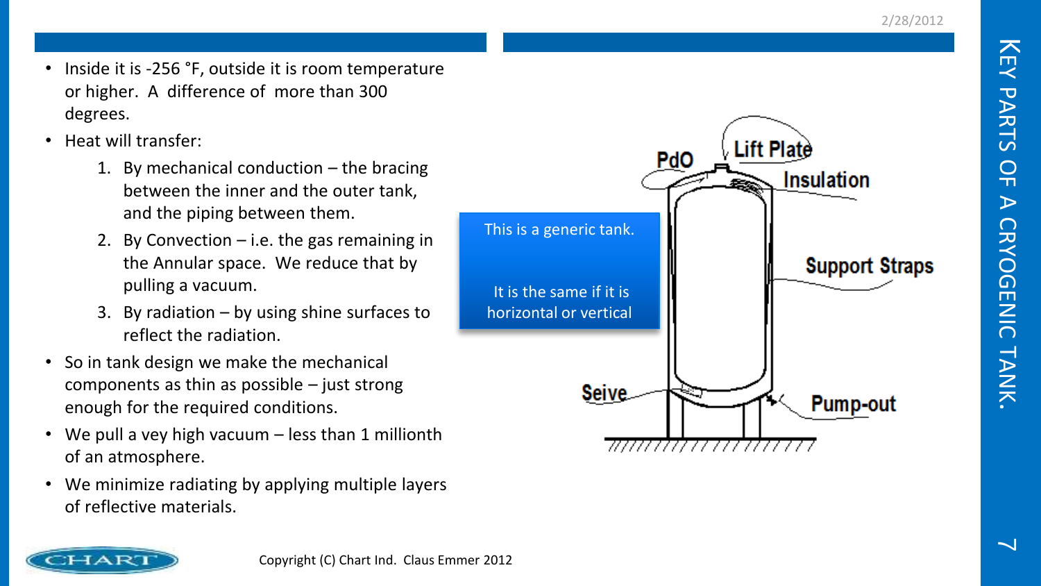# Key Parts of a Cryogenic Tank.

- Inside it is -256 °F, outside it is room temperature or higher. A difference of more than 300 degrees.
- Heat will transfer:
  1. By mechanical conduction – the bracing between the inner and the outer tank, and the piping between them.
  2. By Convection – i.e. the gas remaining in the Annular space. We reduce that by pulling a vacuum.
  3. By radiation – by using shine surfaces to reflect the radiation.
- So in tank design we make the mechanical components as thin as possible – just strong enough for the required conditions.
- We pull a vey high vacuum – less than 1 millionth of an atmosphere.
- We minimize radiating by applying multiple layers of reflective materials.

This is a generic tank.

It is the same if it is horizontal or vertical

PdO

Lift Plate

Insulation

Support Straps

Seive

Pump-out

Copyright (C) Chart Ind. Claus Emmer 2012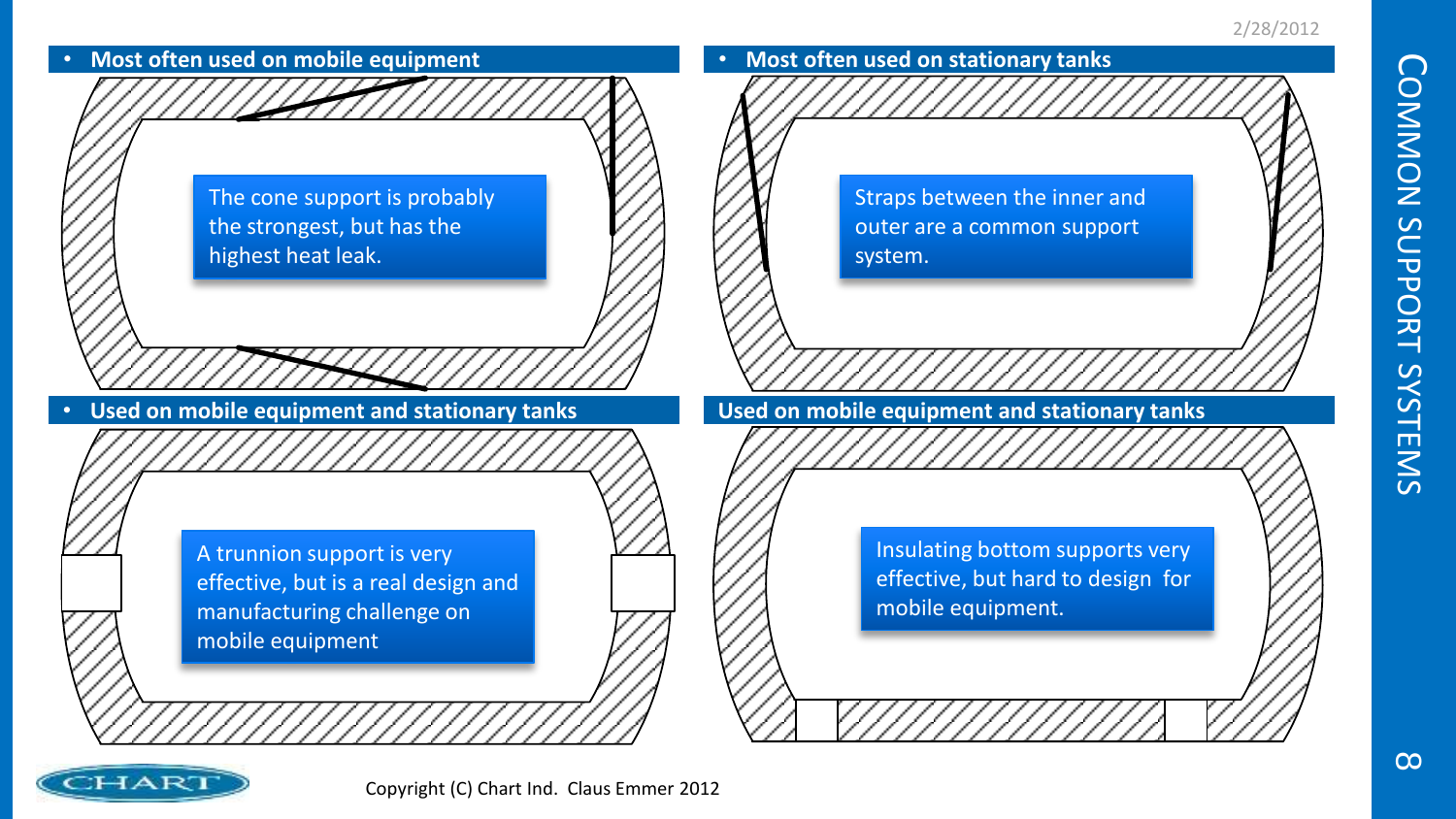# Common Support Systems

- **Most often used on mobile equipment**

The cone support is probably the strongest, but has the highest heat leak.

- **Most often used on stationary tanks**

Straps between the inner and outer are a common support system.

- **Used on mobile equipment and stationary tanks**

A trunnion support is very effective, but is a real design and manufacturing challenge on mobile equipment

**Used on mobile equipment and stationary tanks**

Insulating bottom supports very effective, but hard to design for mobile equipment.

Copyright (C) Chart Ind. Claus Emmer 2012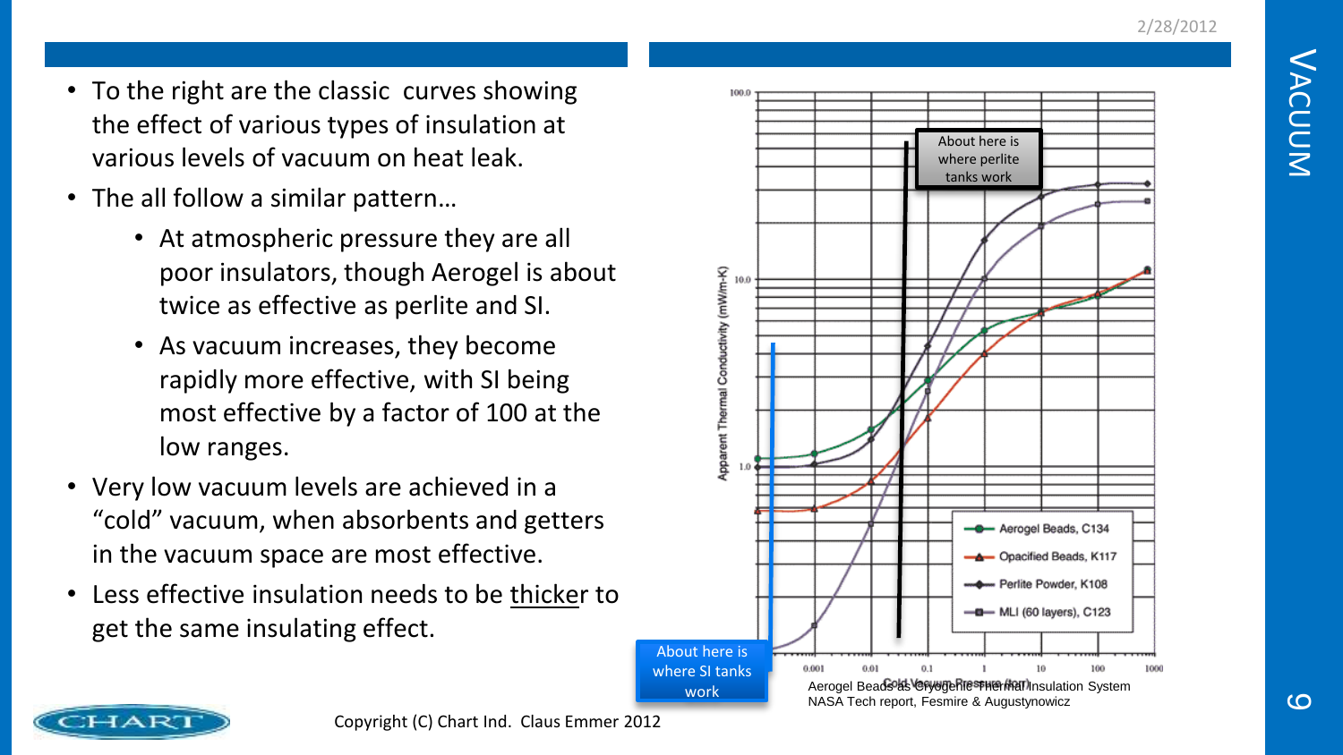# Vacuum

- To the right are the classic curves showing the effect of various types of insulation at various levels of vacuum on heat leak.
- The all follow a similar pattern…
  - At atmospheric pressure they are all poor insulators, though Aerogel is about twice as effective as perlite and SI.
  - As vacuum increases, they become rapidly more effective, with SI being most effective by a factor of 100 at the low ranges.
- Very low vacuum levels are achieved in a "cold" vacuum, when absorbents and getters in the vacuum space are most effective.
- Less effective insulation needs to be thicker to get the same insulating effect.

About here is where perlite tanks work

About here is where SI tanks work

Aerogel Beads as Cryogenic Thermal Insulation System
NASA Tech report, Fesmire & Augustynowicz

Copyright (C) Chart Ind. Claus Emmer 2012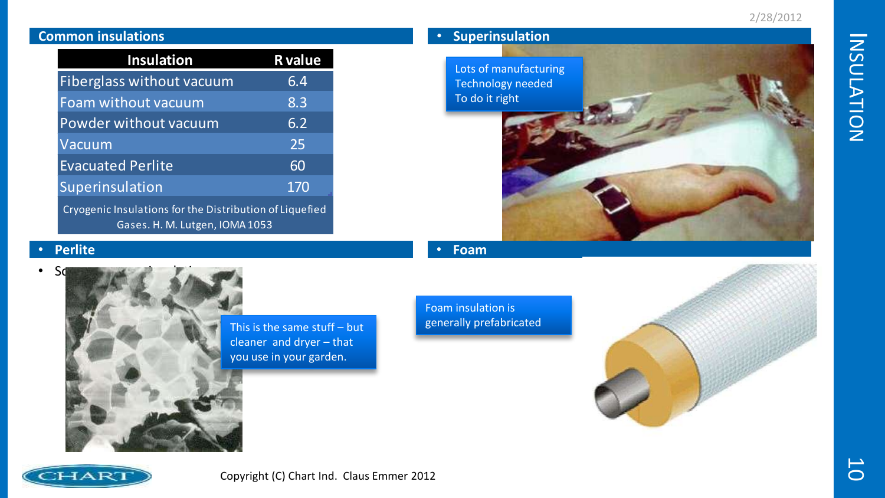## Common insulations

| Insulation | R value |
| --- | --- |
| Fiberglass without vacuum | 6.4 |
| Foam without vacuum | 8.3 |
| Powder without vacuum | 6.2 |
| Vacuum | 25 |
| Evacuated Perlite | 60 |
| Superinsulation | 170 |

Cryogenic Insulations for the Distribution of Liquefied Gases. H. M. Lutgen, IOMA 1053

## Superinsulation

Lots of manufacturing Technology needed To do it right

## Perlite

- Sc

This is the same stuff – but cleaner and dryer – that you use in your garden.

## Foam

Foam insulation is generally prefabricated

Copyright (C) Chart Ind. Claus Emmer 2012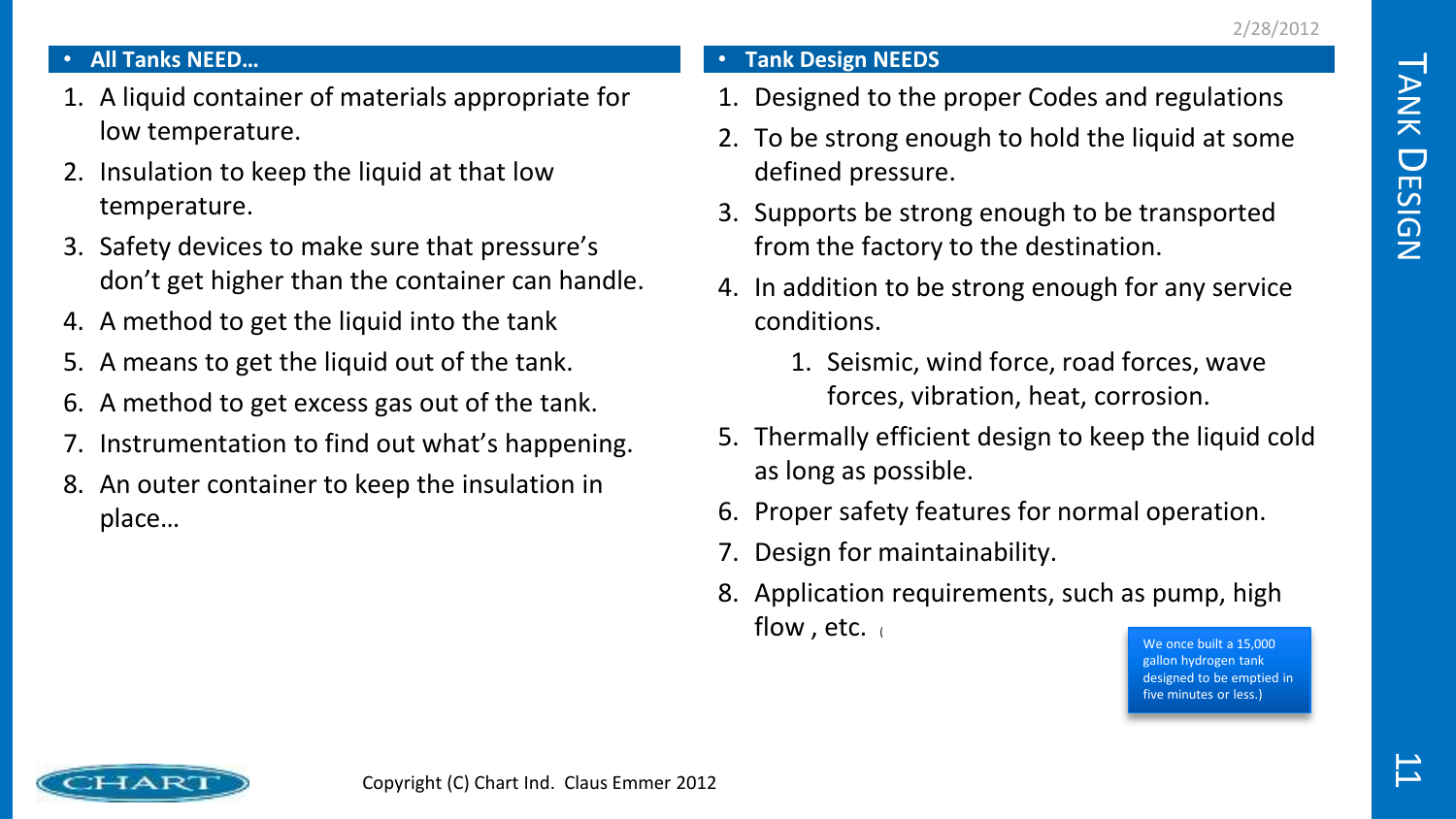# Tank Design

## All Tanks NEED…

1. A liquid container of materials appropriate for low temperature.
2. Insulation to keep the liquid at that low temperature.
3. Safety devices to make sure that pressure's don't get higher than the container can handle.
4. A method to get the liquid into the tank
5. A means to get the liquid out of the tank.
6. A method to get excess gas out of the tank.
7. Instrumentation to find out what's happening.
8. An outer container to keep the insulation in place…

## Tank Design NEEDS

1. Designed to the proper Codes and regulations
2. To be strong enough to hold the liquid at some defined pressure.
3. Supports be strong enough to be transported from the factory to the destination.
4. In addition to be strong enough for any service conditions.
   1. Seismic, wind force, road forces, wave forces, vibration, heat, corrosion.
5. Thermally efficient design to keep the liquid cold as long as possible.
6. Proper safety features for normal operation.
7. Design for maintainability.
8. Application requirements, such as pump, high flow , etc. (

We once built a 15,000 gallon hydrogen tank designed to be emptied in five minutes or less.)

Copyright (C) Chart Ind. Claus Emmer 2012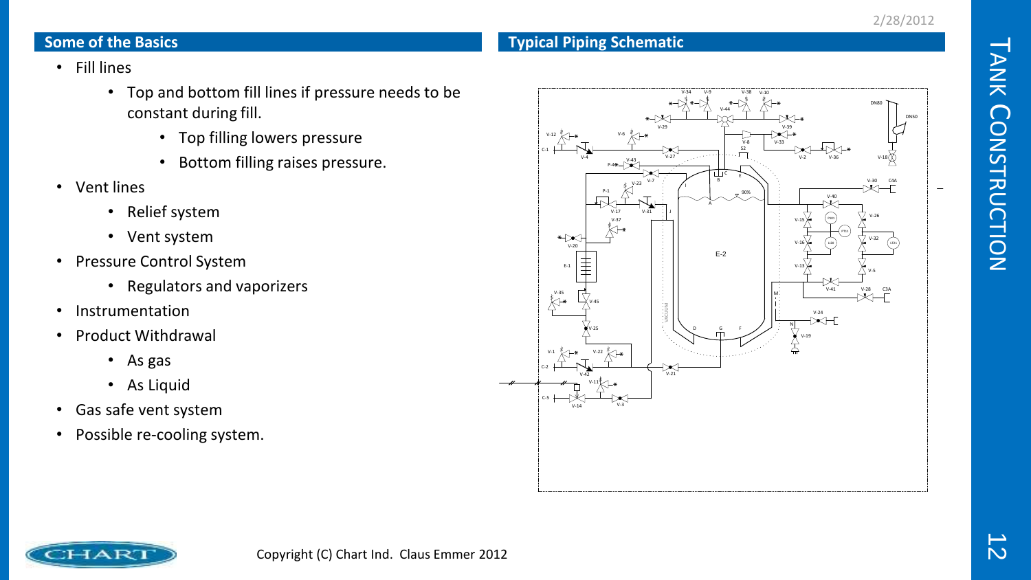## Some of the Basics

- Fill lines
  - Top and bottom fill lines if pressure needs to be constant during fill.
    - Top filling lowers pressure
    - Bottom filling raises pressure.
- Vent lines
  - Relief system
  - Vent system
- Pressure Control System
  - Regulators and vaporizers
- Instrumentation
- Product Withdrawal
  - As gas
  - As Liquid
- Gas safe vent system
- Possible re-cooling system.

## Typical Piping Schematic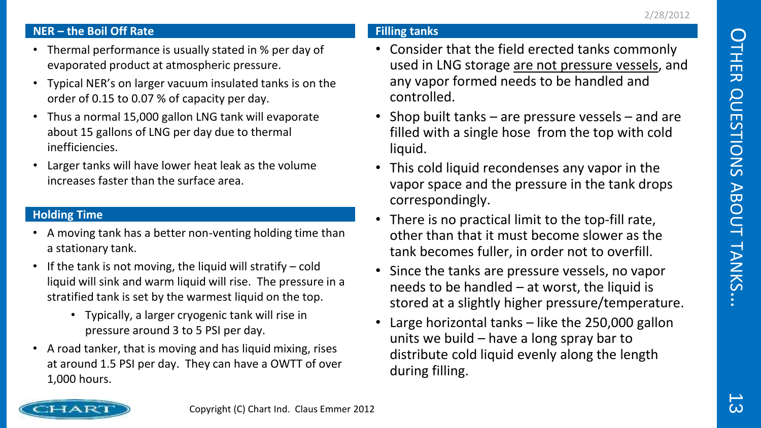# Other Questions About Tanks…

## NER – the Boil Off Rate

- Thermal performance is usually stated in % per day of evaporated product at atmospheric pressure.
- Typical NER's on larger vacuum insulated tanks is on the order of 0.15 to 0.07 % of capacity per day.
- Thus a normal 15,000 gallon LNG tank will evaporate about 15 gallons of LNG per day due to thermal inefficiencies.
- Larger tanks will have lower heat leak as the volume increases faster than the surface area.

## Holding Time

- A moving tank has a better non-venting holding time than a stationary tank.
- If the tank is not moving, the liquid will stratify – cold liquid will sink and warm liquid will rise. The pressure in a stratified tank is set by the warmest liquid on the top.
  - Typically, a larger cryogenic tank will rise in pressure around 3 to 5 PSI per day.
- A road tanker, that is moving and has liquid mixing, rises at around 1.5 PSI per day. They can have a OWTT of over 1,000 hours.

## Filling tanks

- Consider that the field erected tanks commonly used in LNG storage are not pressure vessels, and any vapor formed needs to be handled and controlled.
- Shop built tanks – are pressure vessels – and are filled with a single hose from the top with cold liquid.
- This cold liquid recondenses any vapor in the vapor space and the pressure in the tank drops correspondingly.
- There is no practical limit to the top-fill rate, other than that it must become slower as the tank becomes fuller, in order not to overfill.
- Since the tanks are pressure vessels, no vapor needs to be handled – at worst, the liquid is stored at a slightly higher pressure/temperature.
- Large horizontal tanks – like the 250,000 gallon units we build – have a long spray bar to distribute cold liquid evenly along the length during filling.

Copyright (C) Chart Ind. Claus Emmer 2012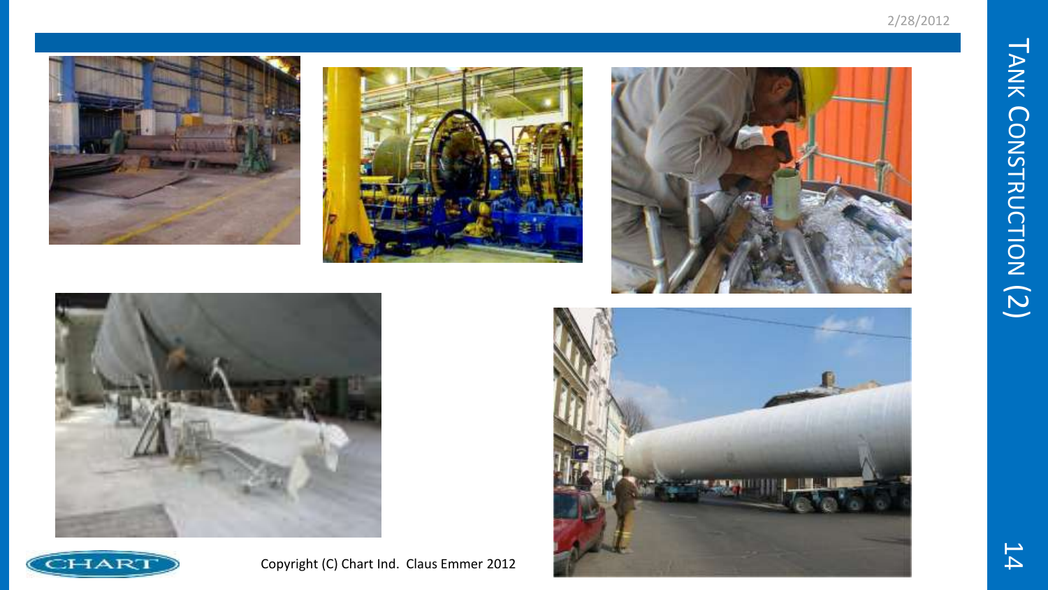# Tank Construction (2)

Copyright (C) Chart Ind. Claus Emmer 2012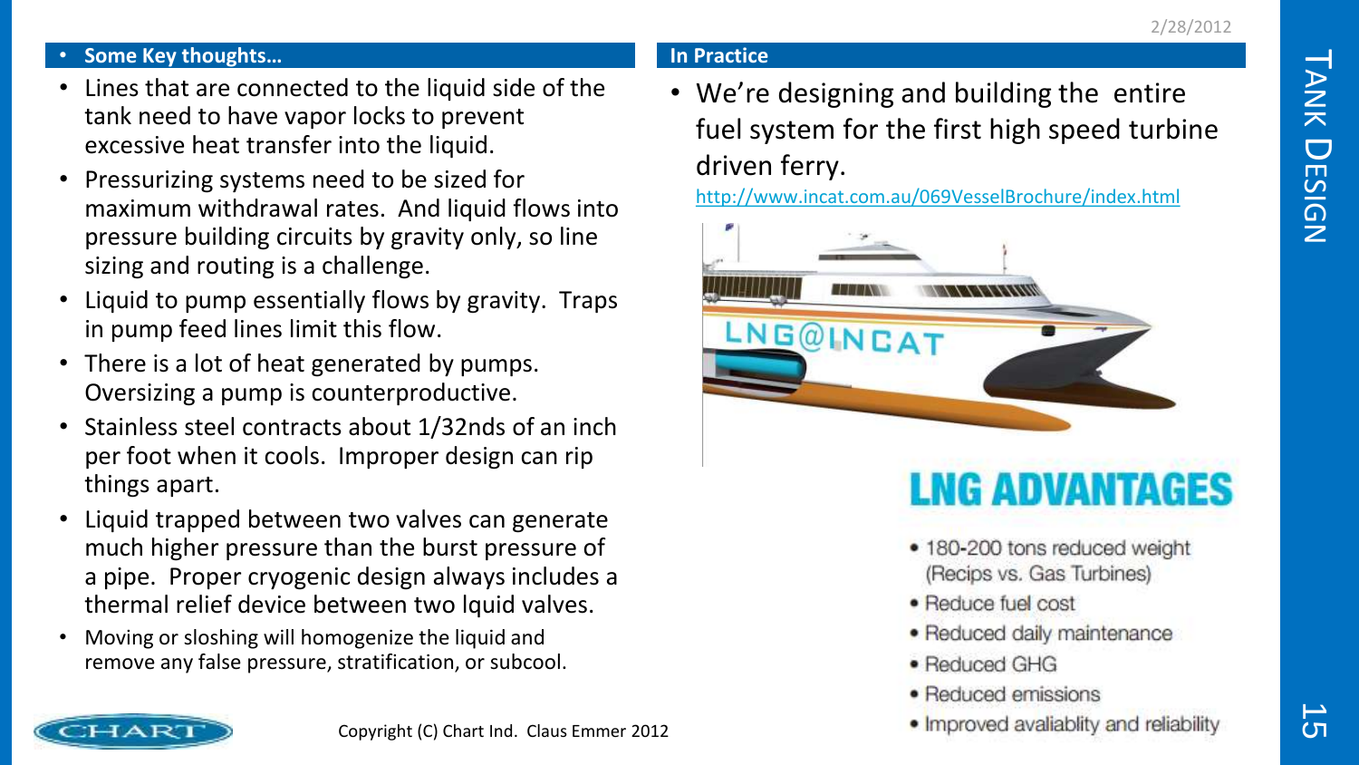## Some Key thoughts…

- Lines that are connected to the liquid side of the tank need to have vapor locks to prevent excessive heat transfer into the liquid.
- Pressurizing systems need to be sized for maximum withdrawal rates. And liquid flows into pressure building circuits by gravity only, so line sizing and routing is a challenge.
- Liquid to pump essentially flows by gravity. Traps in pump feed lines limit this flow.
- There is a lot of heat generated by pumps. Oversizing a pump is counterproductive.
- Stainless steel contracts about 1/32nds of an inch per foot when it cools. Improper design can rip things apart.
- Liquid trapped between two valves can generate much higher pressure than the burst pressure of a pipe. Proper cryogenic design always includes a thermal relief device between two lquid valves.
- Moving or sloshing will homogenize the liquid and remove any false pressure, stratification, or subcool.

## In Practice

- We're designing and building the entire fuel system for the first high speed turbine driven ferry.

http://www.incat.com.au/069VesselBrochure/index.html

LNG@INCAT

### LNG ADVANTAGES

- 180-200 tons reduced weight (Recips vs. Gas Turbines)
- Reduce fuel cost
- Reduced daily maintenance
- Reduced GHG
- Reduced emissions
- Improved avaliablity and reliability

Copyright (C) Chart Ind. Claus Emmer 2012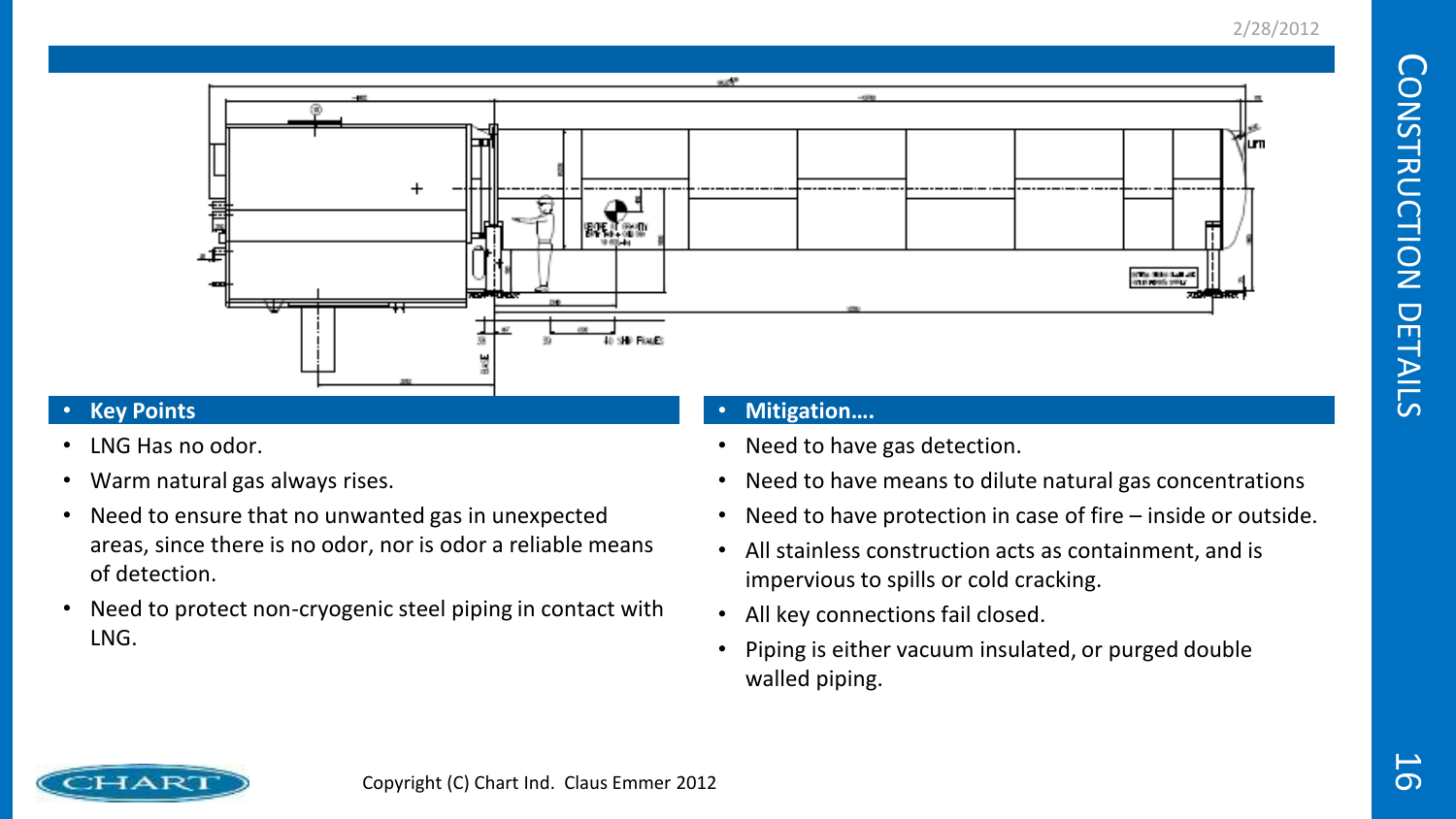# CONSTRUCTION DETAILS

- **Key Points**
- LNG Has no odor.
- Warm natural gas always rises.
- Need to ensure that no unwanted gas in unexpected areas, since there is no odor, nor is odor a reliable means of detection.
- Need to protect non-cryogenic steel piping in contact with LNG.

- **Mitigation….**
- Need to have gas detection.
- Need to have means to dilute natural gas concentrations
- Need to have protection in case of fire – inside or outside.
- All stainless construction acts as containment, and is impervious to spills or cold cracking.
- All key connections fail closed.
- Piping is either vacuum insulated, or purged double walled piping.

Copyright (C) Chart Ind. Claus Emmer 2012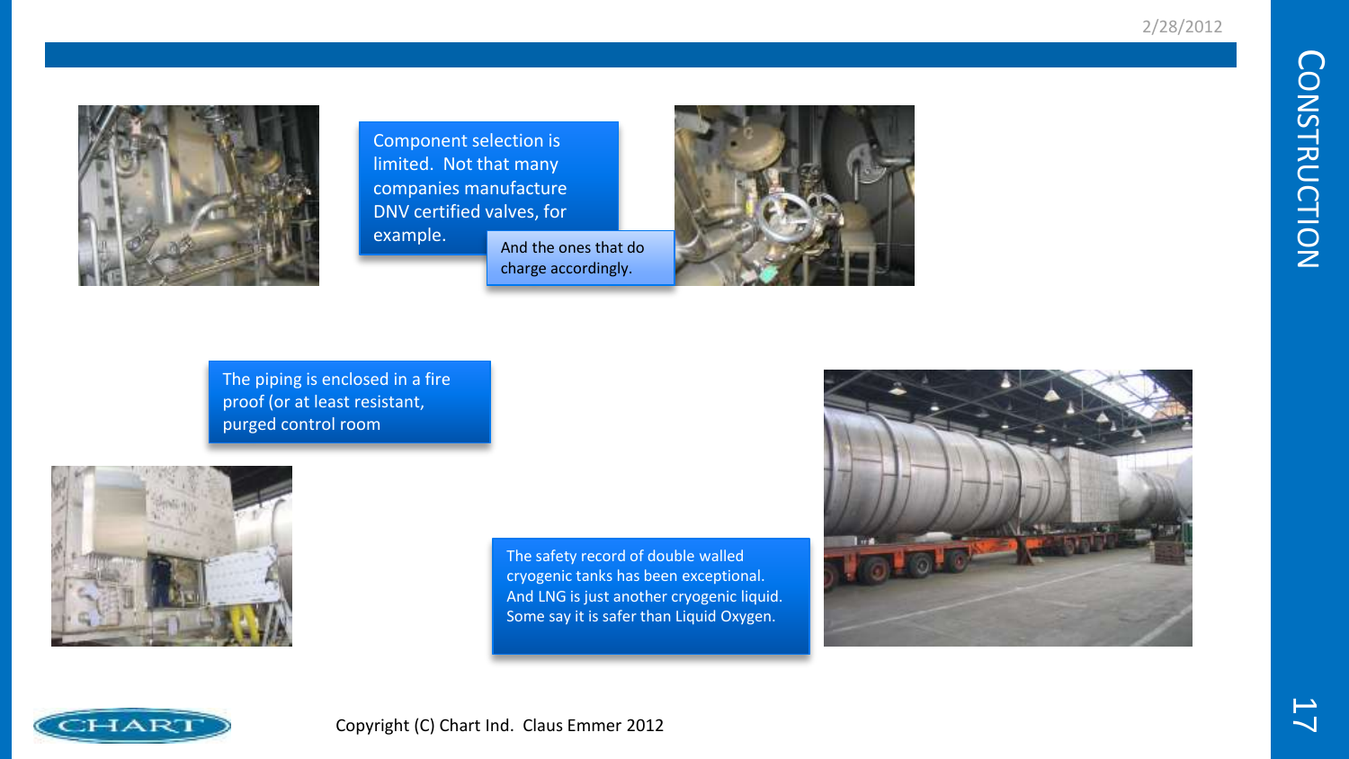# CONSTRUCTION

Component selection is limited. Not that many companies manufacture DNV certified valves, for example.

And the ones that do charge accordingly.

The piping is enclosed in a fire proof (or at least resistant, purged control room

The safety record of double walled cryogenic tanks has been exceptional. And LNG is just another cryogenic liquid. Some say it is safer than Liquid Oxygen.

Copyright (C) Chart Ind. Claus Emmer 2012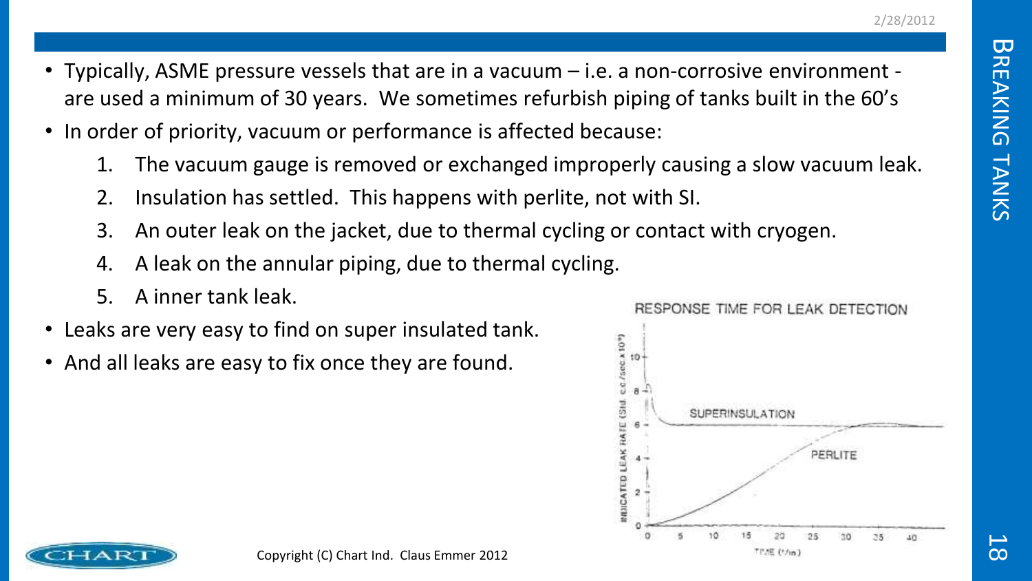- Typically, ASME pressure vessels that are in a vacuum – i.e. a non-corrosive environment - are used a minimum of 30 years. We sometimes refurbish piping of tanks built in the 60's
- In order of priority, vacuum or performance is affected because:
  1. The vacuum gauge is removed or exchanged improperly causing a slow vacuum leak.
  2. Insulation has settled. This happens with perlite, not with SI.
  3. An outer leak on the jacket, due to thermal cycling or contact with cryogen.
  4. A leak on the annular piping, due to thermal cycling.
  5. A inner tank leak.
- Leaks are very easy to find on super insulated tank.
- And all leaks are easy to fix once they are found.

RESPONSE TIME FOR LEAK DETECTION

Copyright (C) Chart Ind. Claus Emmer 2012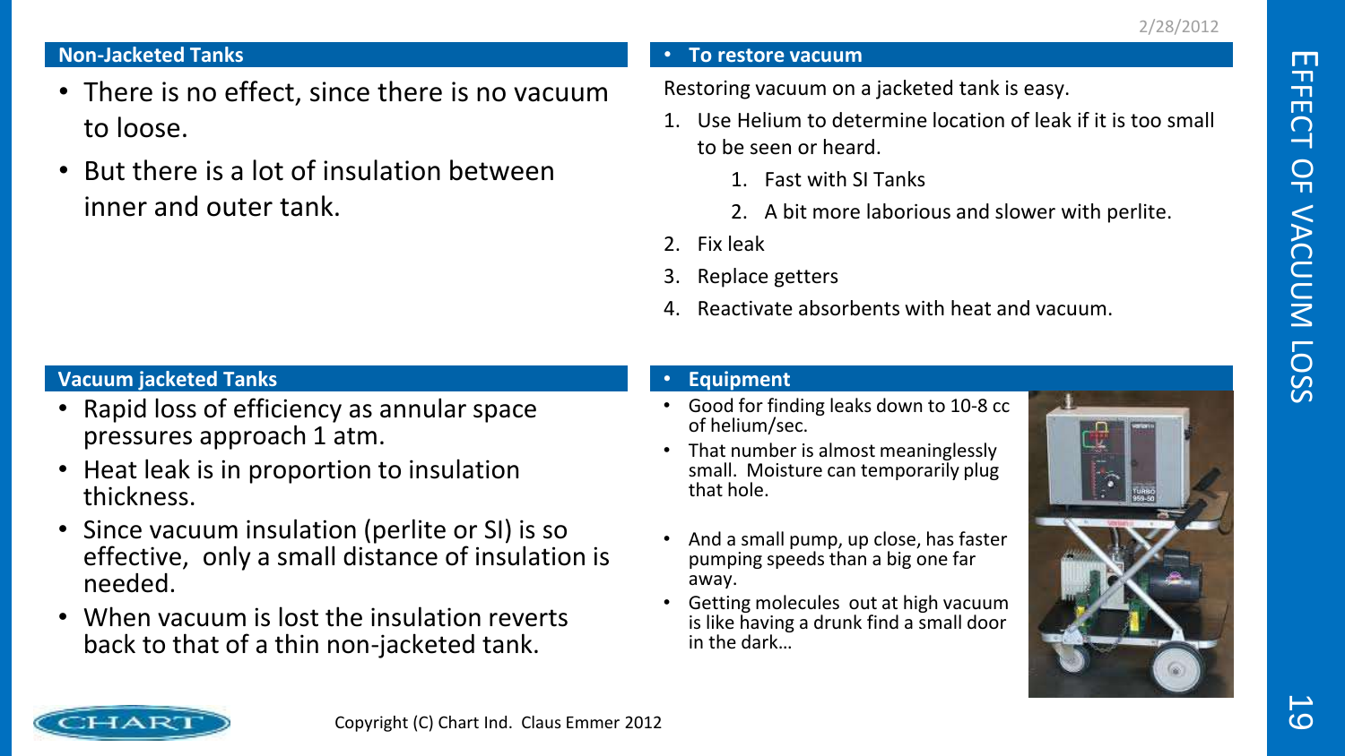# EFFECT OF VACUUM LOSS

## Non-Jacketed Tanks

- There is no effect, since there is no vacuum to loose.
- But there is a lot of insulation between inner and outer tank.

## Vacuum jacketed Tanks

- Rapid loss of efficiency as annular space pressures approach 1 atm.
- Heat leak is in proportion to insulation thickness.
- Since vacuum insulation (perlite or SI) is so effective, only a small distance of insulation is needed.
- When vacuum is lost the insulation reverts back to that of a thin non-jacketed tank.

## To restore vacuum

Restoring vacuum on a jacketed tank is easy.

1. Use Helium to determine location of leak if it is too small to be seen or heard.
   1. Fast with SI Tanks
   2. A bit more laborious and slower with perlite.
2. Fix leak
3. Replace getters
4. Reactivate absorbents with heat and vacuum.

## Equipment

- Good for finding leaks down to 10-8 cc of helium/sec.
- That number is almost meaninglessly small. Moisture can temporarily plug that hole.
- And a small pump, up close, has faster pumping speeds than a big one far away.
- Getting molecules out at high vacuum is like having a drunk find a small door in the dark…

Copyright (C) Chart Ind. Claus Emmer 2012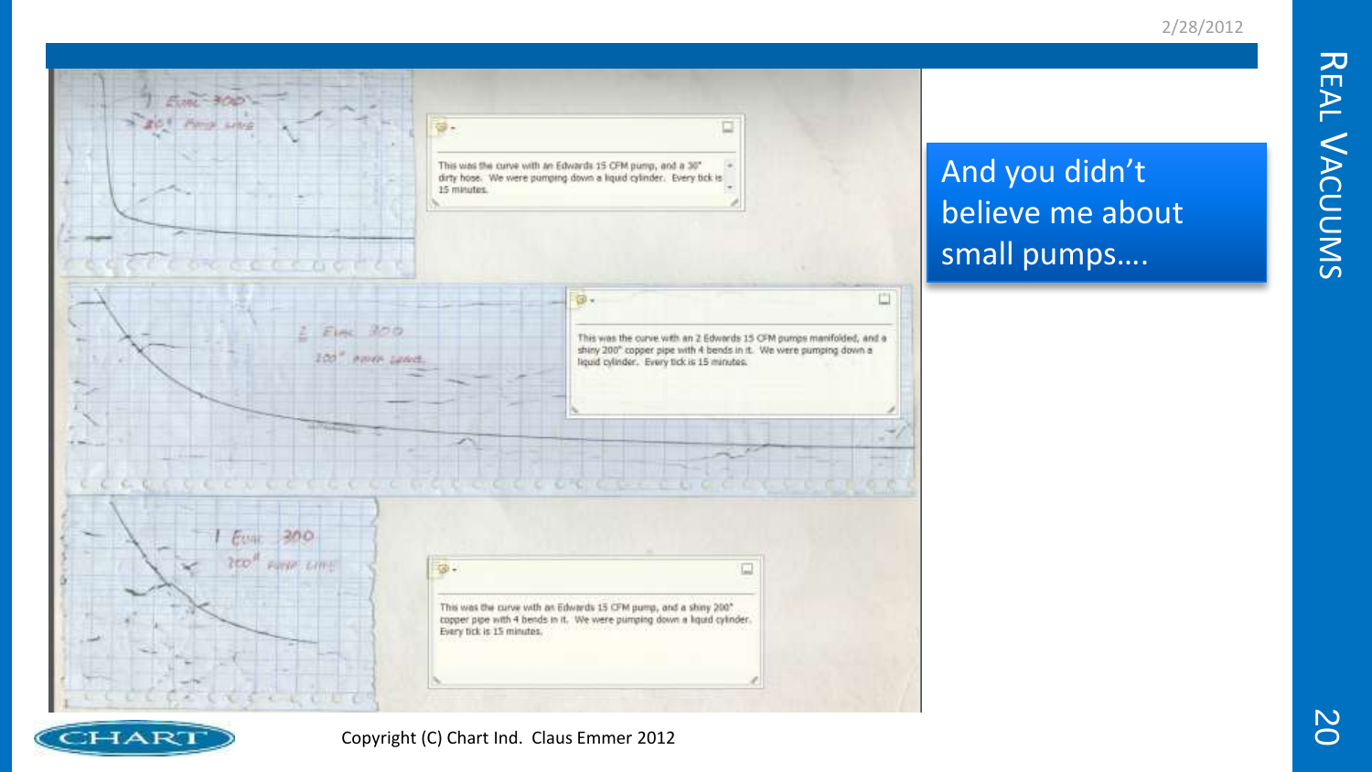# Real Vacuums

And you didn't believe me about small pumps….

This was the curve with an Edwards 15 CFM pump, and a 30" dirty hose. We were pumping down a liquid cylinder. Every tick is 15 minutes.

This was the curve with an 2 Edwards 15 CFM pumps manifolded, and a shiny 200" copper pipe with 4 bends in it. We were pumping down a liquid cylinder. Every tick is 15 minutes.

This was the curve with an Edwards 15 CFM pump, and a shiny 200" copper pipe with 4 bends in it. We were pumping down a liquid cylinder. Every tick is 15 minutes.

Copyright (C) Chart Ind. Claus Emmer 2012